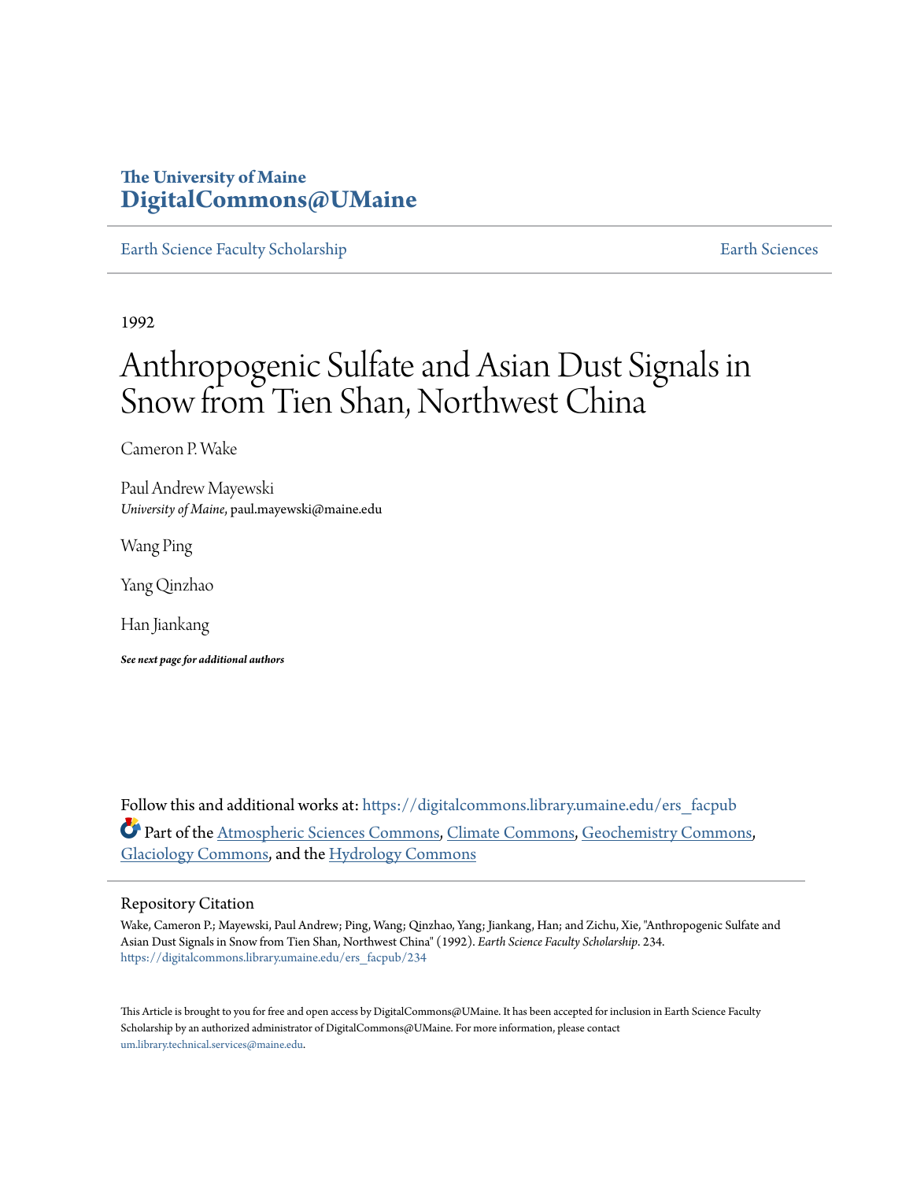The University of Maine
**DigitalCommons@UMaine**

Earth Science Faculty Scholarship | Earth Sciences

1992

# Anthropogenic Sulfate and Asian Dust Signals in Snow from Tien Shan, Northwest China

Cameron P. Wake

Paul Andrew Mayewski
*University of Maine*, paul.mayewski@maine.edu

Wang Ping

Yang Qinzhao

Han Jiankang

***See next page for additional authors***

Follow this and additional works at: https://digitalcommons.library.umaine.edu/ers_facpub

Part of the Atmospheric Sciences Commons, Climate Commons, Geochemistry Commons, Glaciology Commons, and the Hydrology Commons

## Repository Citation

Wake, Cameron P.; Mayewski, Paul Andrew; Ping, Wang; Qinzhao, Yang; Jiankang, Han; and Zichu, Xie, "Anthropogenic Sulfate and Asian Dust Signals in Snow from Tien Shan, Northwest China" (1992). *Earth Science Faculty Scholarship*. 234.
https://digitalcommons.library.umaine.edu/ers_facpub/234

This Article is brought to you for free and open access by DigitalCommons@UMaine. It has been accepted for inclusion in Earth Science Faculty Scholarship by an authorized administrator of DigitalCommons@UMaine. For more information, please contact um.library.technical.services@maine.edu.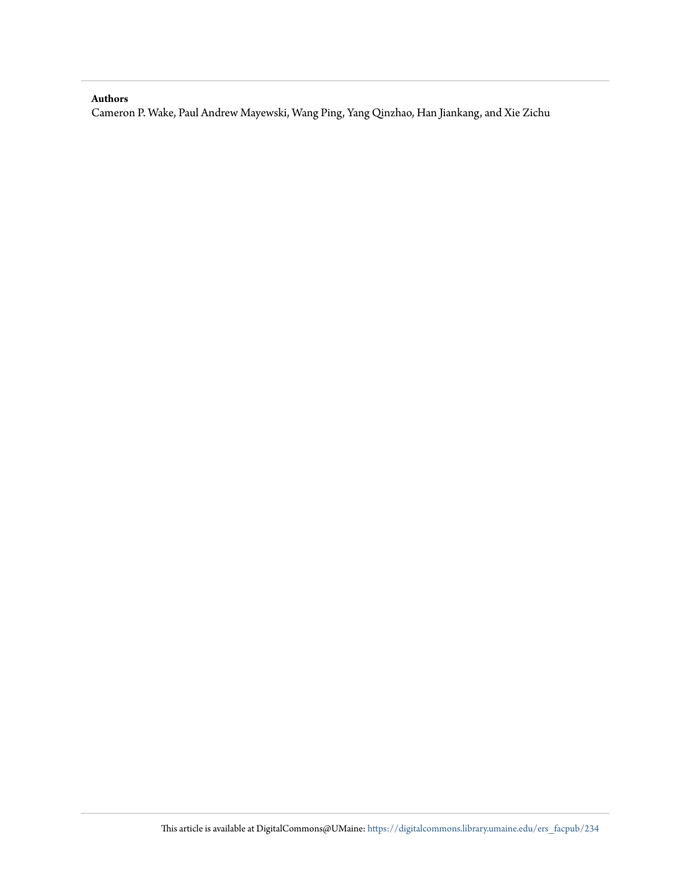**Authors**

Cameron P. Wake, Paul Andrew Mayewski, Wang Ping, Yang Qinzhao, Han Jiankang, and Xie Zichu

This article is available at DigitalCommons@UMaine: https://digitalcommons.library.umaine.edu/ers_facpub/234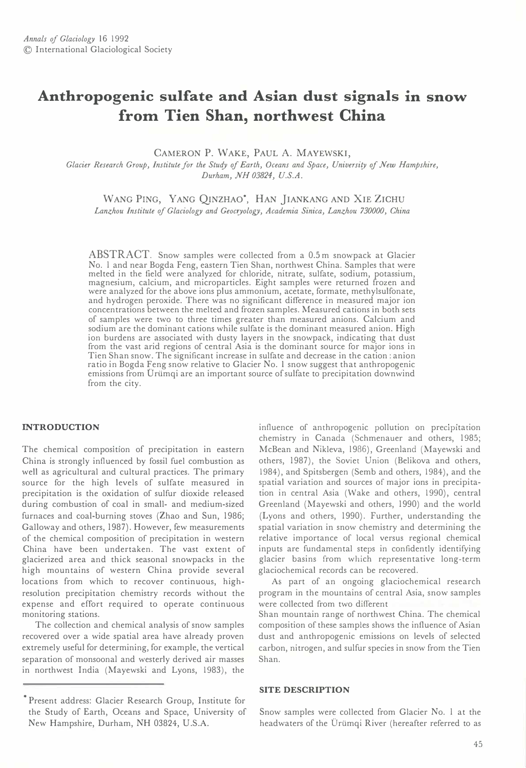*Annals of Glaciology* 16 1992
© International Glaciological Society

# Anthropogenic sulfate and Asian dust signals in snow from Tien Shan, northwest China

CAMERON P. WAKE, PAUL A. MAYEWSKI,

*Glacier Research Group, Institute for the Study of Earth, Oceans and Space, University of New Hampshire, Durham, NH 03824, U.S.A.*

WANG PING, YANG QINZHAO*, HAN JIANKANG AND XIE ZICHU

*Lanzhou Institute of Glaciology and Geocryology, Academia Sinica, Lanzhou 730000, China*

ABSTRACT. Snow samples were collected from a 0.5 m snowpack at Glacier No. 1 and near Bogda Feng, eastern Tien Shan, northwest China. Samples that were melted in the field were analyzed for chloride, nitrate, sulfate, sodium, potassium, magnesium, calcium, and microparticles. Eight samples were returned frozen and were analyzed for the above ions plus ammonium, acetate, formate, methylsulfonate, and hydrogen peroxide. There was no significant difference in measured major ion concentrations between the melted and frozen samples. Measured cations in both sets of samples were two to three times greater than measured anions. Calcium and sodium are the dominant cations while sulfate is the dominant measured anion. High ion burdens are associated with dusty layers in the snowpack, indicating that dust from the vast arid regions of central Asia is the dominant source for major ions in Tien Shan snow. The significant increase in sulfate and decrease in the cation : anion ratio in Bogda Feng snow relative to Glacier No. 1 snow suggest that anthropogenic emissions from Ürümqi are an important source of sulfate to precipitation downwind from the city.

## INTRODUCTION

The chemical composition of precipitation in eastern China is strongly influenced by fossil fuel combustion as well as agricultural and cultural practices. The primary source for the high levels of sulfate measured in precipitation is the oxidation of sulfur dioxide released during combustion of coal in small- and medium-sized furnaces and coal-burning stoves (Zhao and Sun, 1986; Galloway and others, 1987). However, few measurements of the chemical composition of precipitation in western China have been undertaken. The vast extent of glacierized area and thick seasonal snowpacks in the high mountains of western China provide several locations from which to recover continuous, high-resolution precipitation chemistry records without the expense and effort required to operate continuous monitoring stations.

The collection and chemical analysis of snow samples recovered over a wide spatial area have already proven extremely useful for determining, for example, the vertical separation of monsoonal and westerly derived air masses in northwest India (Mayewski and Lyons, 1983), the influence of anthropogenic pollution on precipitation chemistry in Canada (Schmenauer and others, 1985; McBean and Nikleva, 1986), Greenland (Mayewski and others, 1987), the Soviet Union (Belikova and others, 1984), and Spitsbergen (Semb and others, 1984), and the spatial variation and sources of major ions in precipitation in central Asia (Wake and others, 1990), central Greenland (Mayewski and others, 1990) and the world (Lyons and others, 1990). Further, understanding the spatial variation in snow chemistry and determining the relative importance of local versus regional chemical inputs are fundamental steps in confidently identifying glacier basins from which representative long-term glaciochemical records can be recovered.

As part of an ongoing glaciochemical research program in the mountains of central Asia, snow samples were collected from two different Shan mountain range of northwest China. The chemical composition of these samples shows the influence of Asian dust and anthropogenic emissions on levels of selected carbon, nitrogen, and sulfur species in snow from the Tien Shan.

## SITE DESCRIPTION

Snow samples were collected from Glacier No. 1 at the headwaters of the Ürümqi River (hereafter referred to as

*Present address: Glacier Research Group, Institute for the Study of Earth, Oceans and Space, University of New Hampshire, Durham, NH 03824, U.S.A.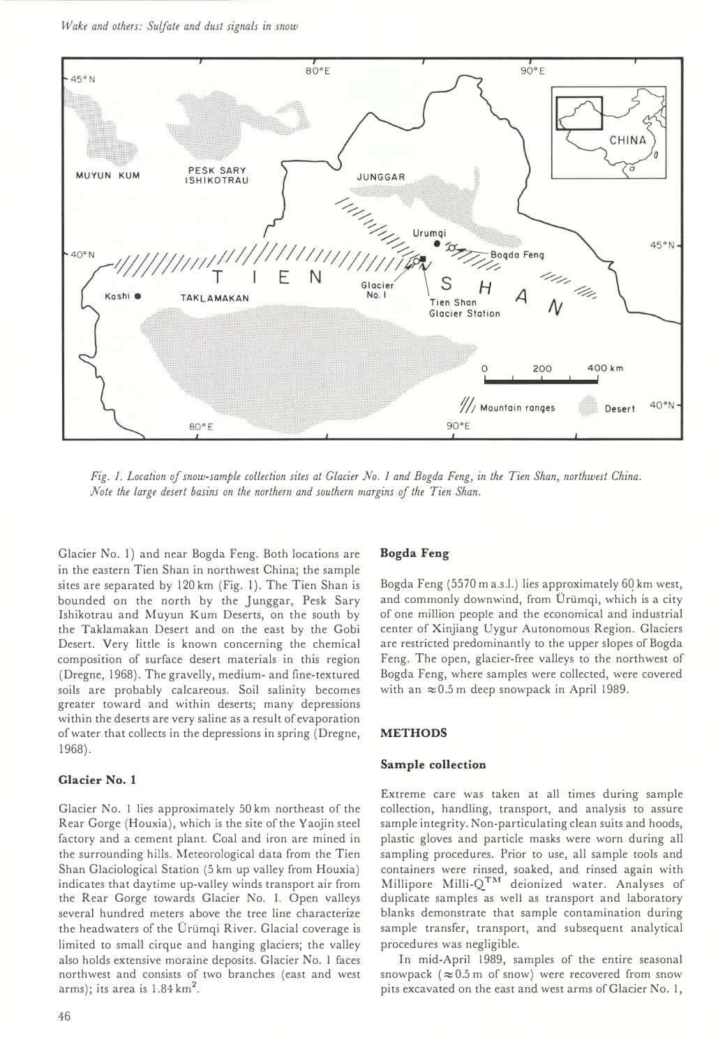Fig. 1. Location of snow-sample collection sites at Glacier No. 1 and Bogda Feng, in the Tien Shan, northwest China. Note the large desert basins on the northern and southern margins of the Tien Shan.

Glacier No. 1) and near Bogda Feng. Both locations are in the eastern Tien Shan in northwest China; the sample sites are separated by 120 km (Fig. 1). The Tien Shan is bounded on the north by the Junggar, Pesk Sary Ishikotrau and Muyun Kum Deserts, on the south by the Taklamakan Desert and on the east by the Gobi Desert. Very little is known concerning the chemical composition of surface desert materials in this region (Dregne, 1968). The gravelly, medium- and fine-textured soils are probably calcareous. Soil salinity becomes greater toward and within deserts; many depressions within the deserts are very saline as a result of evaporation of water that collects in the depressions in spring (Dregne, 1968).

### Glacier No. 1

Glacier No. 1 lies approximately 50 km northeast of the Rear Gorge (Houxia), which is the site of the Yaojin steel factory and a cement plant. Coal and iron are mined in the surrounding hills. Meteorological data from the Tien Shan Glaciological Station (5 km up valley from Houxia) indicates that daytime up-valley winds transport air from the Rear Gorge towards Glacier No. 1. Open valleys several hundred meters above the tree line characterize the headwaters of the Ürümqi River. Glacial coverage is limited to small cirque and hanging glaciers; the valley also holds extensive moraine deposits. Glacier No. 1 faces northwest and consists of two branches (east and west arms); its area is 1.84 km$^2$.

### Bogda Feng

Bogda Feng (5570 m a.s.l.) lies approximately 60 km west, and commonly downwind, from Ürümqi, which is a city of one million people and the economical and industrial center of Xinjiang Uygur Autonomous Region. Glaciers are restricted predominantly to the upper slopes of Bogda Feng. The open, glacier-free valleys to the northwest of Bogda Feng, where samples were collected, were covered with an ≈0.5 m deep snowpack in April 1989.

## METHODS

### Sample collection

Extreme care was taken at all times during sample collection, handling, transport, and analysis to assure sample integrity. Non-particulating clean suits and hoods, plastic gloves and particle masks were worn during all sampling procedures. Prior to use, all sample tools and containers were rinsed, soaked, and rinsed again with Millipore Milli-Q™ deionized water. Analyses of duplicate samples as well as transport and laboratory blanks demonstrate that sample contamination during sample transfer, transport, and subsequent analytical procedures was negligible.

In mid-April 1989, samples of the entire seasonal snowpack (≈0.5 m of snow) were recovered from snow pits excavated on the east and west arms of Glacier No. 1,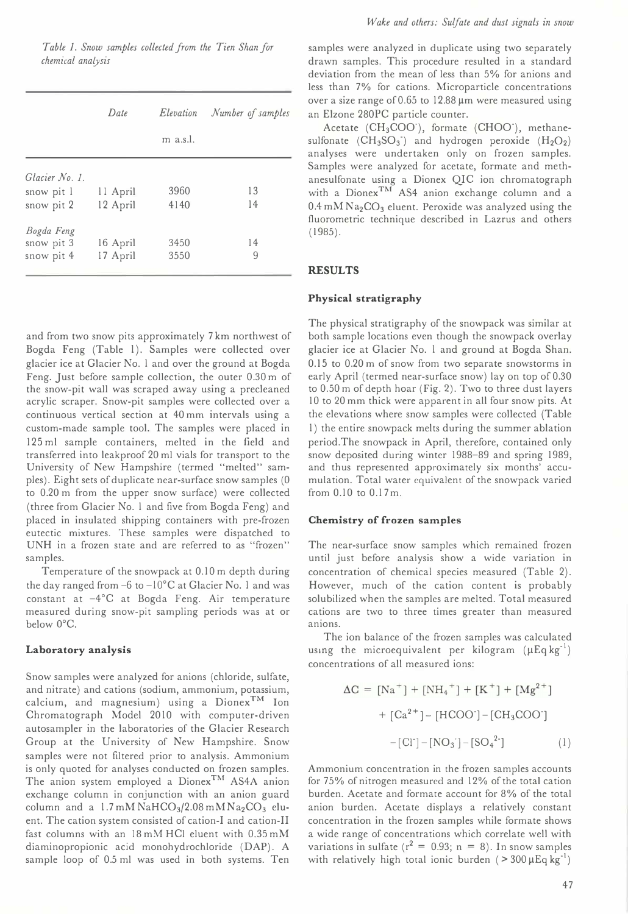Table 1. Snow samples collected from the Tien Shan for chemical analysis

| | Date | Elevation m a.s.l. | Number of samples |
|---|---|---|---|
| *Glacier No. 1.* | | | |
| snow pit 1 | 11 April | 3960 | 13 |
| snow pit 2 | 12 April | 4140 | 14 |
| *Bogda Feng* | | | |
| snow pit 3 | 16 April | 3450 | 14 |
| snow pit 4 | 17 April | 3550 | 9 |

and from two snow pits approximately 7 km northwest of Bogda Feng (Table 1). Samples were collected over glacier ice at Glacier No. 1 and over the ground at Bogda Feng. Just before sample collection, the outer 0.30 m of the snow-pit wall was scraped away using a precleaned acrylic scraper. Snow-pit samples were collected over a continuous vertical section at 40 mm intervals using a custom-made sample tool. The samples were placed in 125 ml sample containers, melted in the field and transferred into leakproof 20 ml vials for transport to the University of New Hampshire (termed "melted" samples). Eight sets of duplicate near-surface snow samples (0 to 0.20 m from the upper snow surface) were collected (three from Glacier No. 1 and five from Bogda Feng) and placed in insulated shipping containers with pre-frozen eutectic mixtures. These samples were dispatched to UNH in a frozen state and are referred to as "frozen" samples.

Temperature of the snowpack at 0.10 m depth during the day ranged from −6 to −10°C at Glacier No. 1 and was constant at −4°C at Bogda Feng. Air temperature measured during snow-pit sampling periods was at or below 0°C.

### Laboratory analysis

Snow samples were analyzed for anions (chloride, sulfate, and nitrate) and cations (sodium, ammonium, potassium, calcium, and magnesium) using a Dionex™ Ion Chromatograph Model 2010 with computer-driven autosampler in the laboratories of the Glacier Research Group at the University of New Hampshire. Snow samples were not filtered prior to analysis. Ammonium is only quoted for analyses conducted on frozen samples. The anion system employed a Dionex™ AS4A anion exchange column in conjunction with an anion guard column and a 1.7 mM $NaHCO_3$/2.08 mM $Na_2CO_3$ eluent. The cation system consisted of cation-I and cation-II fast columns with an 18 mM HCl eluent with 0.35 mM diaminopropionic acid monohydrochloride (DAP). A sample loop of 0.5 ml was used in both systems. Ten samples were analyzed in duplicate using two separately drawn samples. This procedure resulted in a standard deviation from the mean of less than 5% for anions and less than 7% for cations. Microparticle concentrations over a size range of 0.65 to 12.88 μm were measured using an Elzone 280PC particle counter.

Acetate ($CH_3COO^-$), formate ($CHOO^-$), methanesulfonate ($CH_3SO_3^-$) and hydrogen peroxide ($H_2O_2$) analyses were undertaken only on frozen samples. Samples were analyzed for acetate, formate and methanesulfonate using a Dionex QIC ion chromatograph with a Dionex™ AS4 anion exchange column and a 0.4 mM $Na_2CO_3$ eluent. Peroxide was analyzed using the fluorometric technique described in Lazrus and others (1985).

## RESULTS

### Physical stratigraphy

The physical stratigraphy of the snowpack was similar at both sample locations even though the snowpack overlay glacier ice at Glacier No. 1 and ground at Bogda Shan. 0.15 to 0.20 m of snow from two separate snowstorms in early April (termed near-surface snow) lay on top of 0.30 to 0.50 m of depth hoar (Fig. 2). Two to three dust layers 10 to 20 mm thick were apparent in all four snow pits. At the elevations where snow samples were collected (Table 1) the entire snowpack melts during the summer ablation period. The snowpack in April, therefore, contained only snow deposited during winter 1988–89 and spring 1989, and thus represented approximately six months' accumulation. Total water equivalent of the snowpack varied from 0.10 to 0.17 m.

### Chemistry of frozen samples

The near-surface snow samples which remained frozen until just before analysis show a wide variation in concentration of chemical species measured (Table 2). However, much of the cation content is probably solubilized when the samples are melted. Total measured cations are two to three times greater than measured anions.

The ion balance of the frozen samples was calculated using the microequivalent per kilogram ($\mu Eq\,kg^{-1}$) concentrations of all measured ions:

$$\Delta C = [Na^+] + [NH_4^+] + [K^+] + [Mg^{2+}] + [Ca^{2+}] - [HCOO^-] - [CH_3COO^-] - [Cl^-] - [NO_3^-] - [SO_4^{2-}] \quad (1)$$

Ammonium concentration in the frozen samples accounts for 75% of nitrogen measured and 12% of the total cation burden. Acetate and formate account for 8% of the total anion burden. Acetate displays a relatively constant concentration in the frozen samples while formate shows a wide range of concentrations which correlate well with variations in sulfate ($r^2 = 0.93$; $n = 8$). In snow samples with relatively high total ionic burden ($> 300\,\mu Eq\,kg^{-1}$)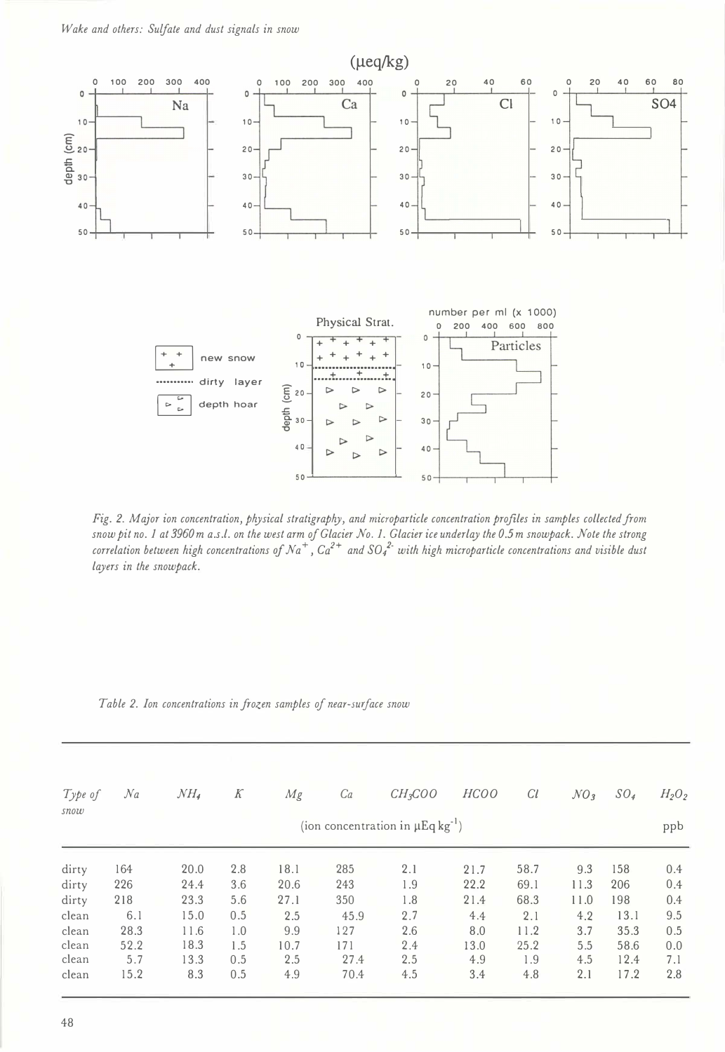Fig. 2. Major ion concentration, physical stratigraphy, and microparticle concentration profiles in samples collected from snow pit no. 1 at 3960 m a.s.l. on the west arm of Glacier No. 1. Glacier ice underlay the 0.5 m snowpack. Note the strong correlation between high concentrations of $Na^+$, $Ca^{2+}$ and $SO_4^{2-}$ with high microparticle concentrations and visible dust layers in the snowpack.

Table 2. Ion concentrations in frozen samples of near-surface snow

| Type of snow | Na | $NH_4$ | K | Mg | Ca | $CH_3COO$ | HCOO | Cl | $NO_3$ | $SO_4$ | $H_2O_2$ |
|---|---|---|---|---|---|---|---|---|---|---|---|
| | (ion concentration in $\mu$Eq kg$^{-1}$) | | | | | | | | | | ppb |
| dirty | 164 | 20.0 | 2.8 | 18.1 | 285 | 2.1 | 21.7 | 58.7 | 9.3 | 158 | 0.4 |
| dirty | 226 | 24.4 | 3.6 | 20.6 | 243 | 1.9 | 22.2 | 69.1 | 11.3 | 206 | 0.4 |
| dirty | 218 | 23.3 | 5.6 | 27.1 | 350 | 1.8 | 21.4 | 68.3 | 11.0 | 198 | 0.4 |
| clean | 6.1 | 15.0 | 0.5 | 2.5 | 45.9 | 2.7 | 4.4 | 2.1 | 4.2 | 13.1 | 9.5 |
| clean | 28.3 | 11.6 | 1.0 | 9.9 | 127 | 2.6 | 8.0 | 11.2 | 3.7 | 35.3 | 0.5 |
| clean | 52.2 | 18.3 | 1.5 | 10.7 | 171 | 2.4 | 13.0 | 25.2 | 5.5 | 58.6 | 0.0 |
| clean | 5.7 | 13.3 | 0.5 | 2.5 | 27.4 | 2.5 | 4.9 | 1.9 | 4.5 | 12.4 | 7.1 |
| clean | 15.2 | 8.3 | 0.5 | 4.9 | 70.4 | 4.5 | 3.4 | 4.8 | 2.1 | 17.2 | 2.8 |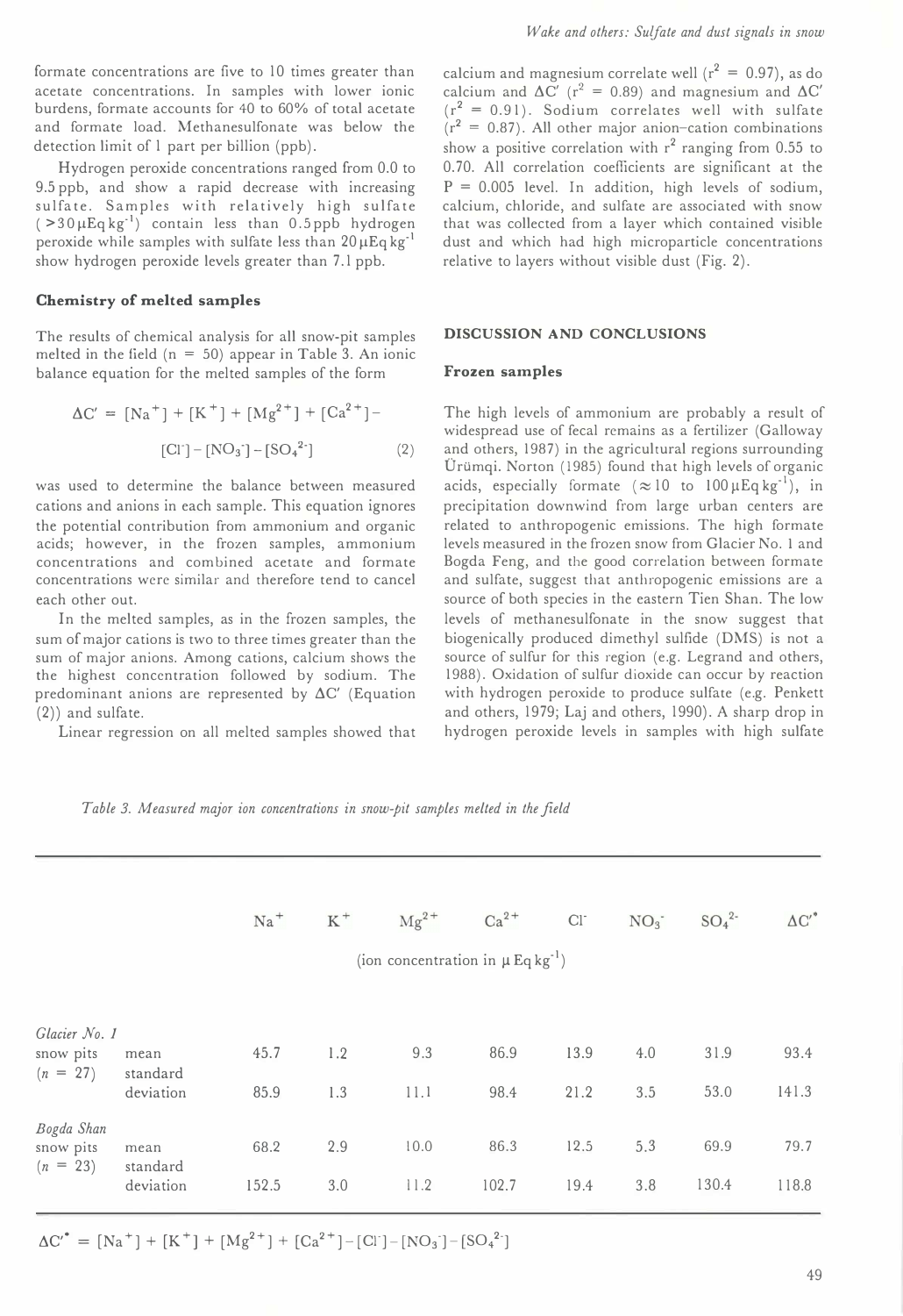formate concentrations are five to 10 times greater than acetate concentrations. In samples with lower ionic burdens, formate accounts for 40 to 60% of total acetate and formate load. Methanesulfonate was below the detection limit of 1 part per billion (ppb).

Hydrogen peroxide concentrations ranged from 0.0 to 9.5 ppb, and show a rapid decrease with increasing sulfate. Samples with relatively high sulfate ( $>30\,\mu\text{Eq kg}^{-1}$) contain less than 0.5 ppb hydrogen peroxide while samples with sulfate less than $20\,\mu\text{Eq kg}^{-1}$ show hydrogen peroxide levels greater than 7.1 ppb.

### Chemistry of melted samples

The results of chemical analysis for all snow-pit samples melted in the field ($n$ = 50) appear in Table 3. An ionic balance equation for the melted samples of the form

$$\Delta C' = [Na^+] + [K^+] + [Mg^{2+}] + [Ca^{2+}] - [Cl^-] - [NO_3^-] - [SO_4^{2-}] \qquad (2)$$

was used to determine the balance between measured cations and anions in each sample. This equation ignores the potential contribution from ammonium and organic acids; however, in the frozen samples, ammonium concentrations and combined acetate and formate concentrations were similar and therefore tend to cancel each other out.

In the melted samples, as in the frozen samples, the sum of major cations is two to three times greater than the sum of major anions. Among cations, calcium shows the the highest concentration followed by sodium. The predominant anions are represented by $\Delta C'$ (Equation (2)) and sulfate.

Linear regression on all melted samples showed that calcium and magnesium correlate well ($r^2$ = 0.97), as do calcium and $\Delta C'$ ($r^2$ = 0.89) and magnesium and $\Delta C'$ ($r^2$ = 0.91). Sodium correlates well with sulfate ($r^2$ = 0.87). All other major anion–cation combinations show a positive correlation with $r^2$ ranging from 0.55 to 0.70. All correlation coefficients are significant at the $P$ = 0.005 level. In addition, high levels of sodium, calcium, chloride, and sulfate are associated with snow that was collected from a layer which contained visible dust and which had high microparticle concentrations relative to layers without visible dust (Fig. 2).

## DISCUSSION AND CONCLUSIONS

### Frozen samples

The high levels of ammonium are probably a result of widespread use of fecal remains as a fertilizer (Galloway and others, 1987) in the agricultural regions surrounding Ürümqi. Norton (1985) found that high levels of organic acids, especially formate ($\approx 10$ to $100\,\mu\text{Eq kg}^{-1}$), in precipitation downwind from large urban centers are related to anthropogenic emissions. The high formate levels measured in the frozen snow from Glacier No. 1 and Bogda Feng, and the good correlation between formate and sulfate, suggest that anthropogenic emissions are a source of both species in the eastern Tien Shan. The low levels of methanesulfonate in the snow suggest that biogenically produced dimethyl sulfide (DMS) is not a source of sulfur for this region (e.g. Legrand and others, 1988). Oxidation of sulfur dioxide can occur by reaction with hydrogen peroxide to produce sulfate (e.g. Penkett and others, 1979; Laj and others, 1990). A sharp drop in hydrogen peroxide levels in samples with high sulfate

*Table 3. Measured major ion concentrations in snow-pit samples melted in the field*

| | | $Na^+$ | $K^+$ | $Mg^{2+}$ | $Ca^{2+}$ | $Cl^-$ | $NO_3^-$ | $SO_4^{2-}$ | $\Delta C'^*$ |
|---|---|---|---|---|---|---|---|---|---|
| | | (ion concentration in $\mu\,\text{Eq kg}^{-1}$) | | | | | | | |
| *Glacier No. 1* snow pits ($n$ = 27) | mean | 45.7 | 1.2 | 9.3 | 86.9 | 13.9 | 4.0 | 31.9 | 93.4 |
| | standard deviation | 85.9 | 1.3 | 11.1 | 98.4 | 21.2 | 3.5 | 53.0 | 141.3 |
| *Bogda Shan* snow pits ($n$ = 23) | mean | 68.2 | 2.9 | 10.0 | 86.3 | 12.5 | 5.3 | 69.9 | 79.7 |
| | standard deviation | 152.5 | 3.0 | 11.2 | 102.7 | 19.4 | 3.8 | 130.4 | 118.8 |

$\Delta C'^* = [Na^+] + [K^+] + [Mg^{2+}] + [Ca^{2+}] - [Cl^-] - [NO_3^-] - [SO_4^{2-}]$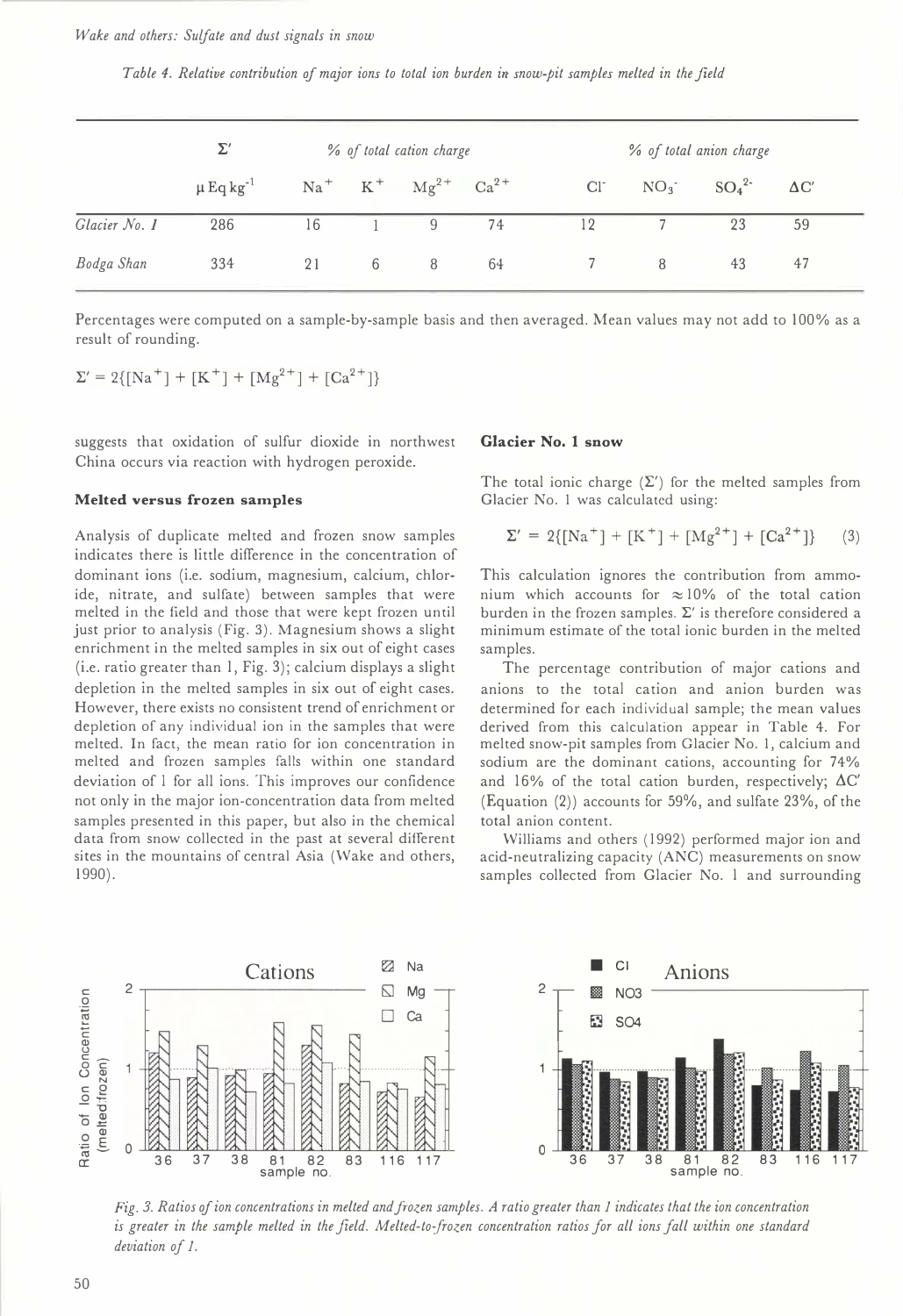*Table 4. Relative contribution of major ions to total ion burden in snow-pit samples melted in the field*

| | $\Sigma'$ | % of total cation charge | | | | % of total anion charge | | | |
|---|---|---|---|---|---|---|---|---|---|
| | $\mu Eq\, kg^{-1}$ | $Na^+$ | $K^+$ | $Mg^{2+}$ | $Ca^{2+}$ | $Cl^-$ | $NO_3^-$ | $SO_4^{2-}$ | $\Delta C'$ |
| *Glacier No. 1* | 286 | 16 | 1 | 9 | 74 | 12 | 7 | 23 | 59 |
| *Bodga Shan* | 334 | 21 | 6 | 8 | 64 | 7 | 8 | 43 | 47 |

Percentages were computed on a sample-by-sample basis and then averaged. Mean values may not add to 100% as a result of rounding.

$\Sigma' = 2\{[Na^+] + [K^+] + [Mg^{2+}] + [Ca^{2+}]\}$

suggests that oxidation of sulfur dioxide in northwest China occurs via reaction with hydrogen peroxide.

### Melted versus frozen samples

Analysis of duplicate melted and frozen snow samples indicates there is little difference in the concentration of dominant ions (i.e. sodium, magnesium, calcium, chloride, nitrate, and sulfate) between samples that were melted in the field and those that were kept frozen until just prior to analysis (Fig. 3). Magnesium shows a slight enrichment in the melted samples in six out of eight cases (i.e. ratio greater than 1, Fig. 3); calcium displays a slight depletion in the melted samples in six out of eight cases. However, there exists no consistent trend of enrichment or depletion of any individual ion in the samples that were melted. In fact, the mean ratio for ion concentration in melted and frozen samples falls within one standard deviation of 1 for all ions. This improves our confidence not only in the major ion-concentration data from melted samples presented in this paper, but also in the chemical data from snow collected in the past at several different sites in the mountains of central Asia (Wake and others, 1990).

### Glacier No. 1 snow

The total ionic charge ($\Sigma'$) for the melted samples from Glacier No. 1 was calculated using:

$$\Sigma' = 2\{[Na^+] + [K^+] + [Mg^{2+}] + [Ca^{2+}]\} \quad (3)$$

This calculation ignores the contribution from ammonium which accounts for $\approx 10\%$ of the total cation burden in the frozen samples. $\Sigma'$ is therefore considered a minimum estimate of the total ionic burden in the melted samples.

The percentage contribution of major cations and anions to the total cation and anion burden was determined for each individual sample; the mean values derived from this calculation appear in Table 4. For melted snow-pit samples from Glacier No. 1, calcium and sodium are the dominant cations, accounting for 74% and 16% of the total cation burden, respectively; $\Delta C'$ (Equation (2)) accounts for 59%, and sulfate 23%, of the total anion content.

Williams and others (1992) performed major ion and acid-neutralizing capacity (ANC) measurements on snow samples collected from Glacier No. 1 and surrounding

*Fig. 3. Ratios of ion concentrations in melted and frozen samples. A ratio greater than 1 indicates that the ion concentration is greater in the sample melted in the field. Melted-to-frozen concentration ratios for all ions fall within one standard deviation of 1.*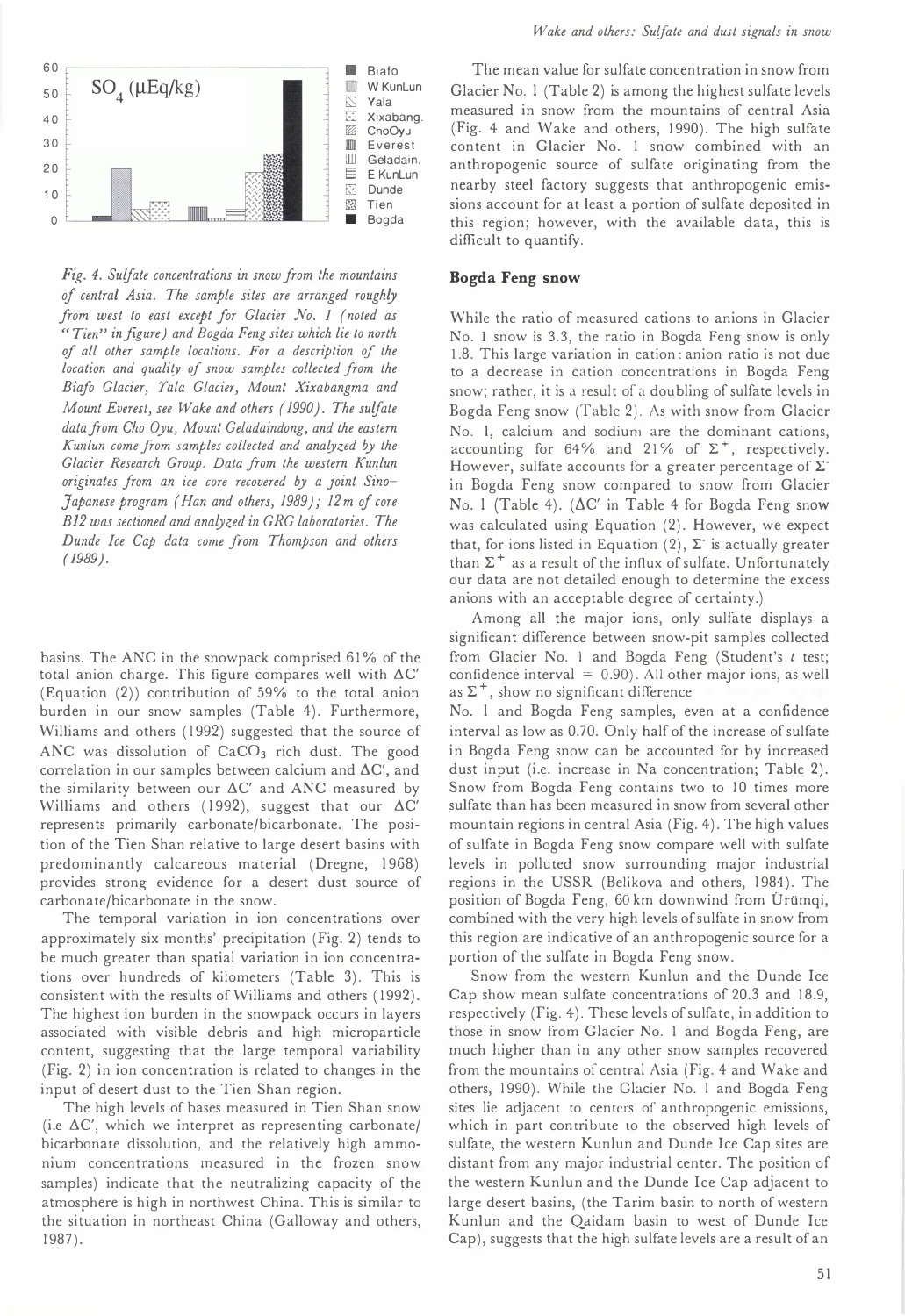*Fig. 4. Sulfate concentrations in snow from the mountains of central Asia. The sample sites are arranged roughly from west to east except for Glacier No. 1 (noted as "Tien" in figure) and Bogda Feng sites which lie to north of all other sample locations. For a description of the location and quality of snow samples collected from the Biafo Glacier, Yala Glacier, Mount Xixabangma and Mount Everest, see Wake and others (1990). The sulfate data from Cho Oyu, Mount Geladaindong, and the eastern Kunlun come from samples collected and analyzed by the Glacier Research Group. Data from the western Kunlun originates from an ice core recovered by a joint Sino–Japanese program (Han and others, 1989); 12 m of core B12 was sectioned and analyzed in GRG laboratories. The Dunde Ice Cap data come from Thompson and others (1989).*

basins. The ANC in the snowpack comprised 61% of the total anion charge. This figure compares well with $\Delta C'$ (Equation (2)) contribution of 59% to the total anion burden in our snow samples (Table 4). Furthermore, Williams and others (1992) suggested that the source of ANC was dissolution of $CaCO_3$ rich dust. The good correlation in our samples between calcium and $\Delta C'$, and the similarity between our $\Delta C'$ and ANC measured by Williams and others (1992), suggest that our $\Delta C'$ represents primarily carbonate/bicarbonate. The position of the Tien Shan relative to large desert basins with predominantly calcareous material (Dregne, 1968) provides strong evidence for a desert dust source of carbonate/bicarbonate in the snow.

The temporal variation in ion concentrations over approximately six months' precipitation (Fig. 2) tends to be much greater than spatial variation in ion concentrations over hundreds of kilometers (Table 3). This is consistent with the results of Williams and others (1992). The highest ion burden in the snowpack occurs in layers associated with visible debris and high microparticle content, suggesting that the large temporal variability (Fig. 2) in ion concentration is related to changes in the input of desert dust to the Tien Shan region.

The high levels of bases measured in Tien Shan snow (i.e $\Delta C'$, which we interpret as representing carbonate/bicarbonate dissolution, and the relatively high ammonium concentrations measured in the frozen snow samples) indicate that the neutralizing capacity of the atmosphere is high in northwest China. This is similar to the situation in northeast China (Galloway and others, 1987).

The mean value for sulfate concentration in snow from Glacier No. 1 (Table 2) is among the highest sulfate levels measured in snow from the mountains of central Asia (Fig. 4 and Wake and others, 1990). The high sulfate content in Glacier No. 1 snow combined with an anthropogenic source of sulfate originating from the nearby steel factory suggests that anthropogenic emissions account for at least a portion of sulfate deposited in this region; however, with the available data, this is difficult to quantify.

### Bogda Feng snow

While the ratio of measured cations to anions in Glacier No. 1 snow is 3.3, the ratio in Bogda Feng snow is only 1.8. This large variation in cation : anion ratio is not due to a decrease in cation concentrations in Bogda Feng snow; rather, it is a result of a doubling of sulfate levels in Bogda Feng snow (Table 2). As with snow from Glacier No. 1, calcium and sodium are the dominant cations, accounting for 64% and 21% of $\Sigma^+$, respectively. However, sulfate accounts for a greater percentage of $\Sigma^-$ in Bogda Feng snow compared to snow from Glacier No. 1 (Table 4). ($\Delta C'$ in Table 4 for Bogda Feng snow was calculated using Equation (2). However, we expect that, for ions listed in Equation (2), $\Sigma^-$ is actually greater than $\Sigma^+$ as a result of the influx of sulfate. Unfortunately our data are not detailed enough to determine the excess anions with an acceptable degree of certainty.)

Among all the major ions, only sulfate displays a significant difference between snow-pit samples collected from Glacier No. 1 and Bogda Feng (Student's $t$ test; confidence interval = 0.90). All other major ions, as well as $\Sigma^+$, show no significant difference No. 1 and Bogda Feng samples, even at a confidence interval as low as 0.70. Only half of the increase of sulfate in Bogda Feng snow can be accounted for by increased dust input (i.e. increase in Na concentration; Table 2). Snow from Bogda Feng contains two to 10 times more sulfate than has been measured in snow from several other mountain regions in central Asia (Fig. 4). The high values of sulfate in Bogda Feng snow compare well with sulfate levels in polluted snow surrounding major industrial regions in the USSR (Belikova and others, 1984). The position of Bogda Feng, 60 km downwind from Ürümqi, combined with the very high levels of sulfate in snow from this region are indicative of an anthropogenic source for a portion of the sulfate in Bogda Feng snow.

Snow from the western Kunlun and the Dunde Ice Cap show mean sulfate concentrations of 20.3 and 18.9, respectively (Fig. 4). These levels of sulfate, in addition to those in snow from Glacier No. 1 and Bogda Feng, are much higher than in any other snow samples recovered from the mountains of central Asia (Fig. 4 and Wake and others, 1990). While the Glacier No. 1 and Bogda Feng sites lie adjacent to centers of anthropogenic emissions, which in part contribute to the observed high levels of sulfate, the western Kunlun and Dunde Ice Cap sites are distant from any major industrial center. The position of the western Kunlun and the Dunde Ice Cap adjacent to large desert basins, (the Tarim basin to north of western Kunlun and the Qaidam basin to west of Dunde Ice Cap), suggests that the high sulfate levels are a result of an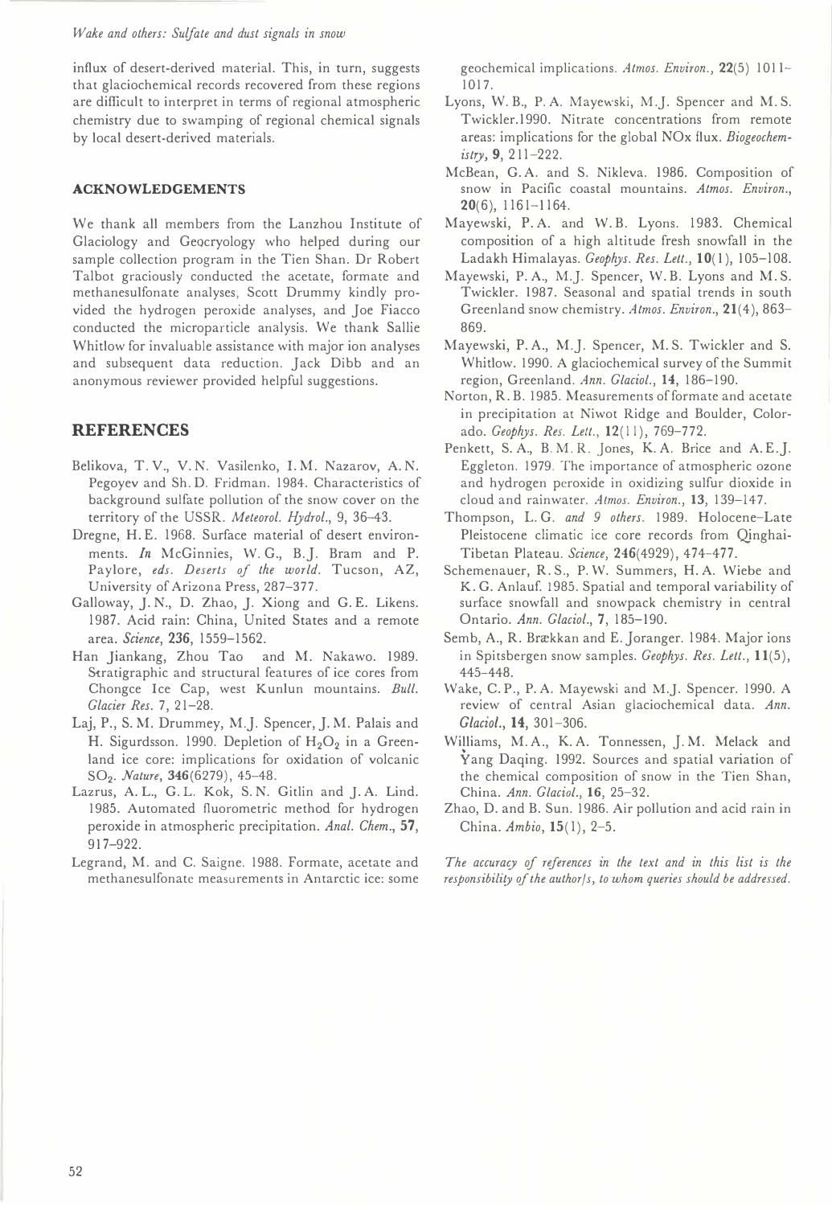influx of desert-derived material. This, in turn, suggests that glaciochemical records recovered from these regions are difficult to interpret in terms of regional atmospheric chemistry due to swamping of regional chemical signals by local desert-derived materials.

## ACKNOWLEDGEMENTS

We thank all members from the Lanzhou Institute of Glaciology and Geocryology who helped during our sample collection program in the Tien Shan. Dr Robert Talbot graciously conducted the acetate, formate and methanesulfonate analyses, Scott Drummy kindly provided the hydrogen peroxide analyses, and Joe Fiacco conducted the microparticle analysis. We thank Sallie Whitlow for invaluable assistance with major ion analyses and subsequent data reduction. Jack Dibb and an anonymous reviewer provided helpful suggestions.

## REFERENCES

Belikova, T. V., V. N. Vasilenko, I. M. Nazarov, A. N. Pegoyev and Sh. D. Fridman. 1984. Characteristics of background sulfate pollution of the snow cover on the territory of the USSR. *Meteorol. Hydrol.*, 9, 36–43.

Dregne, H. E. 1968. Surface material of desert environments. *In* McGinnies, W. G., B. J. Bram and P. Paylore, *eds. Deserts of the world.* Tucson, AZ, University of Arizona Press, 287–377.

Galloway, J. N., D. Zhao, J. Xiong and G. E. Likens. 1987. Acid rain: China, United States and a remote area. *Science*, **236**, 1559–1562.

Han Jiankang, Zhou Tao and M. Nakawo. 1989. Stratigraphic and structural features of ice cores from Chongce Ice Cap, west Kunlun mountains. *Bull. Glacier Res.* 7, 21–28.

Laj, P., S. M. Drummey, M. J. Spencer, J. M. Palais and H. Sigurdsson. 1990. Depletion of $H_2O_2$ in a Greenland ice core: implications for oxidation of volcanic $SO_2$. *Nature*, **346**(6279), 45–48.

Lazrus, A. L., G. L. Kok, S. N. Gitlin and J. A. Lind. 1985. Automated fluorometric method for hydrogen peroxide in atmospheric precipitation. *Anal. Chem.*, **57**, 917–922.

Legrand, M. and C. Saigne. 1988. Formate, acetate and methanesulfonate measurements in Antarctic ice: some geochemical implications. *Atmos. Environ.*, **22**(5) 1011–1017.

Lyons, W. B., P. A. Mayewski, M. J. Spencer and M. S. Twickler. 1990. Nitrate concentrations from remote areas: implications for the global NOx flux. *Biogeochemistry*, **9**, 211–222.

McBean, G. A. and S. Nikleva. 1986. Composition of snow in Pacific coastal mountains. *Atmos. Environ.*, **20**(6), 1161–1164.

Mayewski, P. A. and W. B. Lyons. 1983. Chemical composition of a high altitude fresh snowfall in the Ladakh Himalayas. *Geophys. Res. Lett.*, **10**(1), 105–108.

Mayewski, P. A., M. J. Spencer, W. B. Lyons and M. S. Twickler. 1987. Seasonal and spatial trends in south Greenland snow chemistry. *Atmos. Environ.*, **21**(4), 863–869.

Mayewski, P. A., M. J. Spencer, M. S. Twickler and S. Whitlow. 1990. A glaciochemical survey of the Summit region, Greenland. *Ann. Glaciol.*, **14**, 186–190.

Norton, R. B. 1985. Measurements of formate and acetate in precipitation at Niwot Ridge and Boulder, Colorado. *Geophys. Res. Lett.*, **12**(11), 769–772.

Penkett, S. A., B. M. R. Jones, K. A. Brice and A. E. J. Eggleton. 1979. The importance of atmospheric ozone and hydrogen peroxide in oxidizing sulfur dioxide in cloud and rainwater. *Atmos. Environ.*, **13**, 139–147.

Thompson, L. G. *and 9 others.* 1989. Holocene–Late Pleistocene climatic ice core records from Qinghai-Tibetan Plateau. *Science*, **246**(4929), 474–477.

Schemenauer, R. S., P. W. Summers, H. A. Wiebe and K. G. Anlauf. 1985. Spatial and temporal variability of surface snowfall and snowpack chemistry in central Ontario. *Ann. Glaciol.*, **7**, 185–190.

Semb, A., R. Brækkan and E. Joranger. 1984. Major ions in Spitsbergen snow samples. *Geophys. Res. Lett.*, **11**(5), 445–448.

Wake, C. P., P. A. Mayewski and M. J. Spencer. 1990. A review of central Asian glaciochemical data. *Ann. Glaciol.*, **14**, 301–306.

Williams, M. A., K. A. Tonnessen, J. M. Melack and Yang Daqing. 1992. Sources and spatial variation of the chemical composition of snow in the Tien Shan, China. *Ann. Glaciol.*, **16**, 25–32.

Zhao, D. and B. Sun. 1986. Air pollution and acid rain in China. *Ambio*, **15**(1), 2–5.

*The accuracy of references in the text and in this list is the responsibility of the author/s, to whom queries should be addressed.*